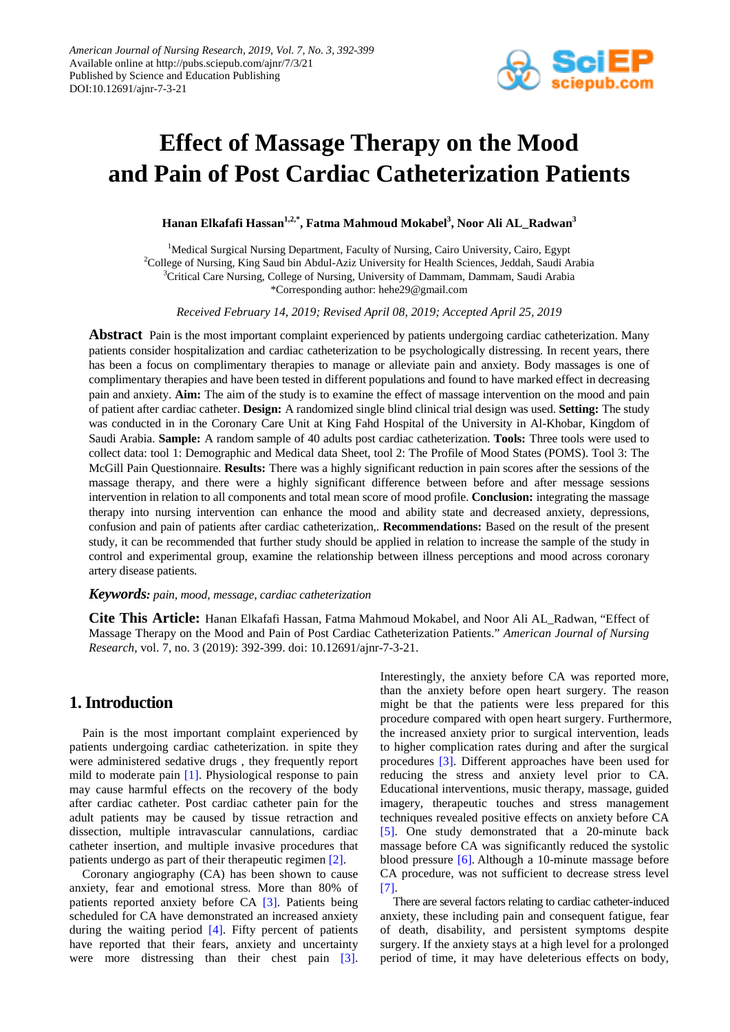# Effect of Massage Therapy on the Mood and Pain of Post Cardiac Catheterization Patients

**Hanan Elkafafi Hassan[1,2,*], Fatma Mahmoud Mokabel[3], Noor Ali AL_Radwan[3]**

[1]Medical Surgical Nursing Department, Faculty of Nursing, Cairo University, Cairo, Egypt
[2]College of Nursing, King Saud bin Abdul-Aziz University for Health Sciences, Jeddah, Saudi Arabia
[3]Critical Care Nursing, College of Nursing, University of Dammam, Dammam, Saudi Arabia
*Corresponding author: hehe29@gmail.com

*Received February 14, 2019; Revised April 08, 2019; Accepted April 25, 2019*

**Abstract** Pain is the most important complaint experienced by patients undergoing cardiac catheterization. Many patients consider hospitalization and cardiac catheterization to be psychologically distressing. In recent years, there has been a focus on complimentary therapies to manage or alleviate pain and anxiety. Body massages is one of complimentary therapies and have been tested in different populations and found to have marked effect in decreasing pain and anxiety. **Aim:** The aim of the study is to examine the effect of massage intervention on the mood and pain of patient after cardiac catheter. **Design:** A randomized single blind clinical trial design was used. **Setting:** The study was conducted in in the Coronary Care Unit at King Fahd Hospital of the University in Al-Khobar, Kingdom of Saudi Arabia. **Sample:** A random sample of 40 adults post cardiac catheterization. **Tools:** Three tools were used to collect data: tool 1: Demographic and Medical data Sheet, tool 2: The Profile of Mood States (POMS). Tool 3: The McGill Pain Questionnaire. **Results:** There was a highly significant reduction in pain scores after the sessions of the massage therapy, and there were a highly significant difference between before and after message sessions intervention in relation to all components and total mean score of mood profile. **Conclusion:** integrating the massage therapy into nursing intervention can enhance the mood and ability state and decreased anxiety, depressions, confusion and pain of patients after cardiac catheterization,. **Recommendations:** Based on the result of the present study, it can be recommended that further study should be applied in relation to increase the sample of the study in control and experimental group, examine the relationship between illness perceptions and mood across coronary artery disease patients.

***Keywords:*** *pain, mood, message, cardiac catheterization*

**Cite This Article:** Hanan Elkafafi Hassan, Fatma Mahmoud Mokabel, and Noor Ali AL_Radwan, "Effect of Massage Therapy on the Mood and Pain of Post Cardiac Catheterization Patients." *American Journal of Nursing Research*, vol. 7, no. 3 (2019): 392-399. doi: 10.12691/ajnr-7-3-21.

## 1. Introduction

Pain is the most important complaint experienced by patients undergoing cardiac catheterization. in spite they were administered sedative drugs , they frequently report mild to moderate pain [1]. Physiological response to pain may cause harmful effects on the recovery of the body after cardiac catheter. Post cardiac catheter pain for the adult patients may be caused by tissue retraction and dissection, multiple intravascular cannulations, cardiac catheter insertion, and multiple invasive procedures that patients undergo as part of their therapeutic regimen [2].

Coronary angiography (CA) has been shown to cause anxiety, fear and emotional stress. More than 80% of patients reported anxiety before CA [3]. Patients being scheduled for CA have demonstrated an increased anxiety during the waiting period [4]. Fifty percent of patients have reported that their fears, anxiety and uncertainty were more distressing than their chest pain [3]. Interestingly, the anxiety before CA was reported more, than the anxiety before open heart surgery. The reason might be that the patients were less prepared for this procedure compared with open heart surgery. Furthermore, the increased anxiety prior to surgical intervention, leads to higher complication rates during and after the surgical procedures [3]. Different approaches have been used for reducing the stress and anxiety level prior to CA. Educational interventions, music therapy, massage, guided imagery, therapeutic touches and stress management techniques revealed positive effects on anxiety before CA [5]. One study demonstrated that a 20-minute back massage before CA was significantly reduced the systolic blood pressure [6]. Although a 10-minute massage before CA procedure, was not sufficient to decrease stress level [7].

There are several factors relating to cardiac catheter-induced anxiety, these including pain and consequent fatigue, fear of death, disability, and persistent symptoms despite surgery. If the anxiety stays at a high level for a prolonged period of time, it may have deleterious effects on body,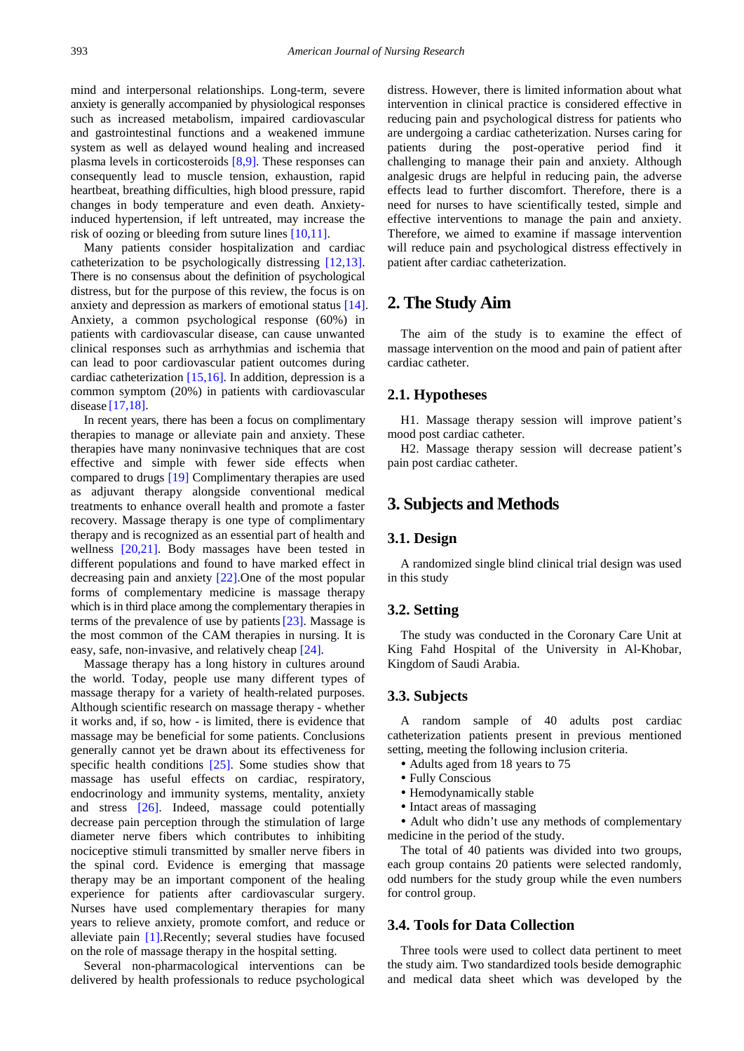mind and interpersonal relationships. Long-term, severe anxiety is generally accompanied by physiological responses such as increased metabolism, impaired cardiovascular and gastrointestinal functions and a weakened immune system as well as delayed wound healing and increased plasma levels in corticosteroids [8,9]. These responses can consequently lead to muscle tension, exhaustion, rapid heartbeat, breathing difficulties, high blood pressure, rapid changes in body temperature and even death. Anxiety-induced hypertension, if left untreated, may increase the risk of oozing or bleeding from suture lines [10,11].

Many patients consider hospitalization and cardiac catheterization to be psychologically distressing [12,13]. There is no consensus about the definition of psychological distress, but for the purpose of this review, the focus is on anxiety and depression as markers of emotional status [14]. Anxiety, a common psychological response (60%) in patients with cardiovascular disease, can cause unwanted clinical responses such as arrhythmias and ischemia that can lead to poor cardiovascular patient outcomes during cardiac catheterization [15,16]. In addition, depression is a common symptom (20%) in patients with cardiovascular disease [17,18].

In recent years, there has been a focus on complimentary therapies to manage or alleviate pain and anxiety. These therapies have many noninvasive techniques that are cost effective and simple with fewer side effects when compared to drugs [19] Complimentary therapies are used as adjuvant therapy alongside conventional medical treatments to enhance overall health and promote a faster recovery. Massage therapy is one type of complimentary therapy and is recognized as an essential part of health and wellness [20,21]. Body massages have been tested in different populations and found to have marked effect in decreasing pain and anxiety [22].One of the most popular forms of complementary medicine is massage therapy which is in third place among the complementary therapies in terms of the prevalence of use by patients [23]. Massage is the most common of the CAM therapies in nursing. It is easy, safe, non-invasive, and relatively cheap [24].

Massage therapy has a long history in cultures around the world. Today, people use many different types of massage therapy for a variety of health-related purposes. Although scientific research on massage therapy - whether it works and, if so, how - is limited, there is evidence that massage may be beneficial for some patients. Conclusions generally cannot yet be drawn about its effectiveness for specific health conditions [25]. Some studies show that massage has useful effects on cardiac, respiratory, endocrinology and immunity systems, mentality, anxiety and stress [26]. Indeed, massage could potentially decrease pain perception through the stimulation of large diameter nerve fibers which contributes to inhibiting nociceptive stimuli transmitted by smaller nerve fibers in the spinal cord. Evidence is emerging that massage therapy may be an important component of the healing experience for patients after cardiovascular surgery. Nurses have used complementary therapies for many years to relieve anxiety, promote comfort, and reduce or alleviate pain [1].Recently; several studies have focused on the role of massage therapy in the hospital setting.

Several non-pharmacological interventions can be delivered by health professionals to reduce psychological distress. However, there is limited information about what intervention in clinical practice is considered effective in reducing pain and psychological distress for patients who are undergoing a cardiac catheterization. Nurses caring for patients during the post-operative period find it challenging to manage their pain and anxiety. Although analgesic drugs are helpful in reducing pain, the adverse effects lead to further discomfort. Therefore, there is a need for nurses to have scientifically tested, simple and effective interventions to manage the pain and anxiety. Therefore, we aimed to examine if massage intervention will reduce pain and psychological distress effectively in patient after cardiac catheterization.

## 2. The Study Aim

The aim of the study is to examine the effect of massage intervention on the mood and pain of patient after cardiac catheter.

### 2.1. Hypotheses

H1. Massage therapy session will improve patient's mood post cardiac catheter.

H2. Massage therapy session will decrease patient's pain post cardiac catheter.

## 3. Subjects and Methods

### 3.1. Design

A randomized single blind clinical trial design was used in this study

### 3.2. Setting

The study was conducted in the Coronary Care Unit at King Fahd Hospital of the University in Al-Khobar, Kingdom of Saudi Arabia.

### 3.3. Subjects

A random sample of 40 adults post cardiac catheterization patients present in previous mentioned setting, meeting the following inclusion criteria.

- Adults aged from 18 years to 75
- Fully Conscious
- Hemodynamically stable
- Intact areas of massaging
- Adult who didn't use any methods of complementary medicine in the period of the study.

The total of 40 patients was divided into two groups, each group contains 20 patients were selected randomly, odd numbers for the study group while the even numbers for control group.

### 3.4. Tools for Data Collection

Three tools were used to collect data pertinent to meet the study aim. Two standardized tools beside demographic and medical data sheet which was developed by the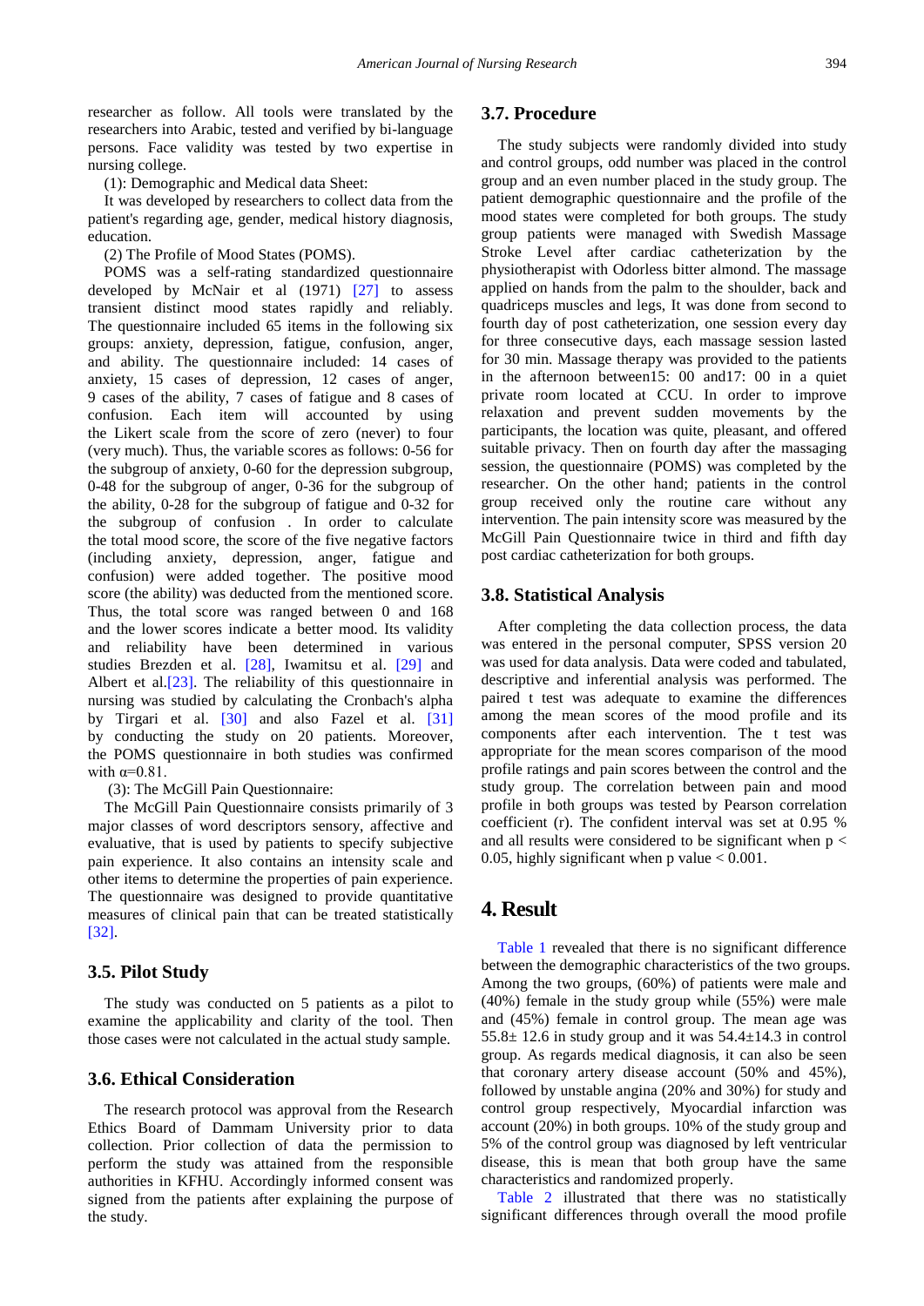researcher as follow. All tools were translated by the researchers into Arabic, tested and verified by bi-language persons. Face validity was tested by two expertise in nursing college.

(1): Demographic and Medical data Sheet:

It was developed by researchers to collect data from the patient's regarding age, gender, medical history diagnosis, education.

(2) The Profile of Mood States (POMS).

POMS was a self-rating standardized questionnaire developed by McNair et al (1971) [27] to assess transient distinct mood states rapidly and reliably. The questionnaire included 65 items in the following six groups: anxiety, depression, fatigue, confusion, anger, and ability. The questionnaire included: 14 cases of anxiety, 15 cases of depression, 12 cases of anger, 9 cases of the ability, 7 cases of fatigue and 8 cases of confusion. Each item will accounted by using the Likert scale from the score of zero (never) to four (very much). Thus, the variable scores as follows: 0-56 for the subgroup of anxiety, 0-60 for the depression subgroup, 0-48 for the subgroup of anger, 0-36 for the subgroup of the ability, 0-28 for the subgroup of fatigue and 0-32 for the subgroup of confusion . In order to calculate the total mood score, the score of the five negative factors (including anxiety, depression, anger, fatigue and confusion) were added together. The positive mood score (the ability) was deducted from the mentioned score. Thus, the total score was ranged between 0 and 168 and the lower scores indicate a better mood. Its validity and reliability have been determined in various studies Brezden et al. [28], Iwamitsu et al. [29] and Albert et al.[23]. The reliability of this questionnaire in nursing was studied by calculating the Cronbach's alpha by Tirgari et al. [30] and also Fazel et al. [31] by conducting the study on 20 patients. Moreover, the POMS questionnaire in both studies was confirmed with $\alpha$=0.81.

(3): The McGill Pain Questionnaire:

The McGill Pain Questionnaire consists primarily of 3 major classes of word descriptors sensory, affective and evaluative, that is used by patients to specify subjective pain experience. It also contains an intensity scale and other items to determine the properties of pain experience. The questionnaire was designed to provide quantitative measures of clinical pain that can be treated statistically [32].

### 3.5. Pilot Study

The study was conducted on 5 patients as a pilot to examine the applicability and clarity of the tool. Then those cases were not calculated in the actual study sample.

### 3.6. Ethical Consideration

The research protocol was approval from the Research Ethics Board of Dammam University prior to data collection. Prior collection of data the permission to perform the study was attained from the responsible authorities in KFHU. Accordingly informed consent was signed from the patients after explaining the purpose of the study.

### 3.7. Procedure

The study subjects were randomly divided into study and control groups, odd number was placed in the control group and an even number placed in the study group. The patient demographic questionnaire and the profile of the mood states were completed for both groups. The study group patients were managed with Swedish Massage Stroke Level after cardiac catheterization by the physiotherapist with Odorless bitter almond. The massage applied on hands from the palm to the shoulder, back and quadriceps muscles and legs, It was done from second to fourth day of post catheterization, one session every day for three consecutive days, each massage session lasted for 30 min. Massage therapy was provided to the patients in the afternoon between15: 00 and17: 00 in a quiet private room located at CCU. In order to improve relaxation and prevent sudden movements by the participants, the location was quite, pleasant, and offered suitable privacy. Then on fourth day after the massaging session, the questionnaire (POMS) was completed by the researcher. On the other hand; patients in the control group received only the routine care without any intervention. The pain intensity score was measured by the McGill Pain Questionnaire twice in third and fifth day post cardiac catheterization for both groups.

### 3.8. Statistical Analysis

After completing the data collection process, the data was entered in the personal computer, SPSS version 20 was used for data analysis. Data were coded and tabulated, descriptive and inferential analysis was performed. The paired t test was adequate to examine the differences among the mean scores of the mood profile and its components after each intervention. The t test was appropriate for the mean scores comparison of the mood profile ratings and pain scores between the control and the study group. The correlation between pain and mood profile in both groups was tested by Pearson correlation coefficient (r). The confident interval was set at 0.95 % and all results were considered to be significant when $p < 0.05$, highly significant when p value $< 0.001$.

## 4. Result

Table 1 revealed that there is no significant difference between the demographic characteristics of the two groups. Among the two groups, (60%) of patients were male and (40%) female in the study group while (55%) were male and (45%) female in control group. The mean age was 55.8± 12.6 in study group and it was 54.4±14.3 in control group. As regards medical diagnosis, it can also be seen that coronary artery disease account (50% and 45%), followed by unstable angina (20% and 30%) for study and control group respectively, Myocardial infarction was account (20%) in both groups. 10% of the study group and 5% of the control group was diagnosed by left ventricular disease, this is mean that both group have the same characteristics and randomized properly.

Table 2 illustrated that there was no statistically significant differences through overall the mood profile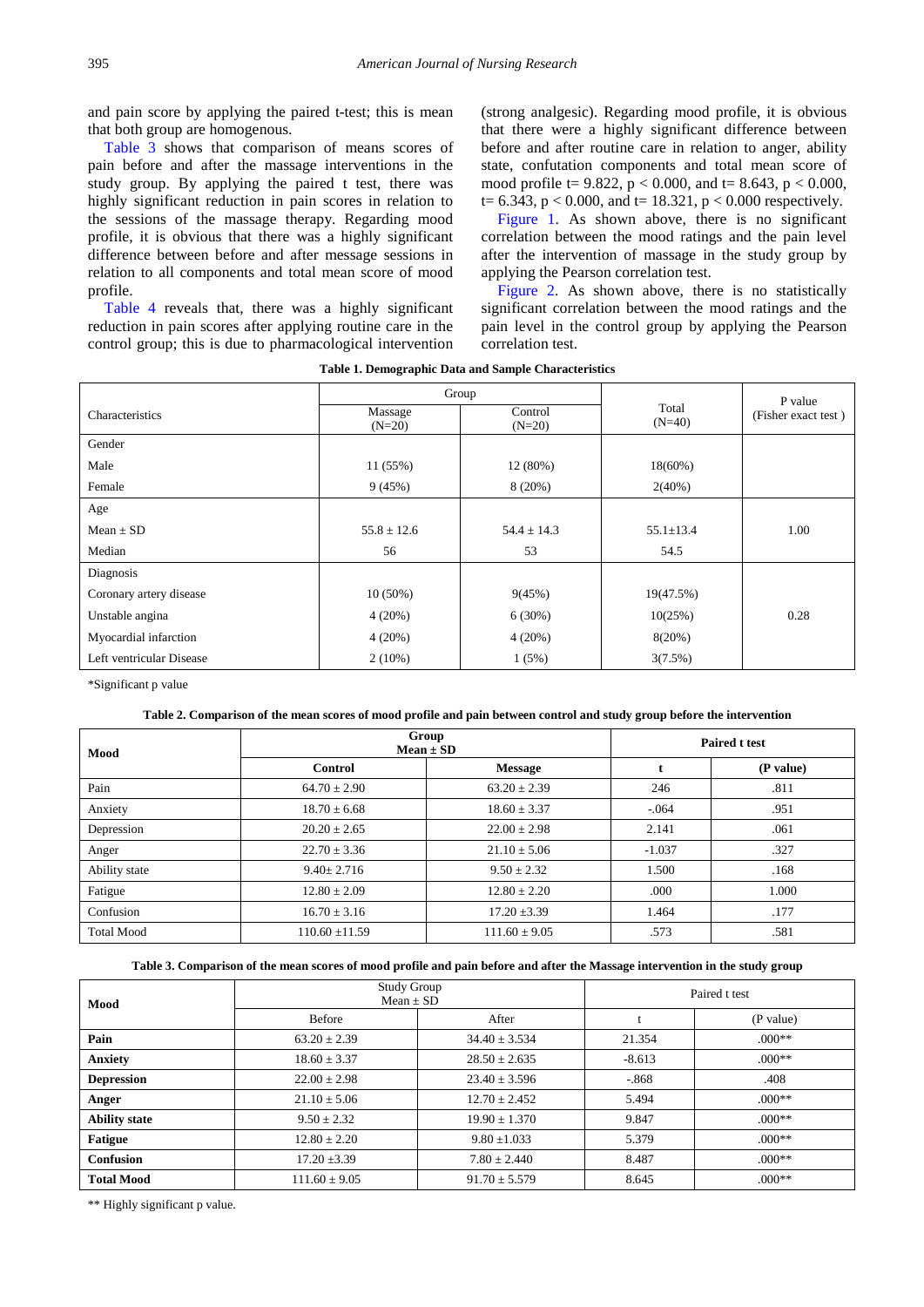and pain score by applying the paired t-test; this is mean that both group are homogenous.

Table 3 shows that comparison of means scores of pain before and after the massage interventions in the study group. By applying the paired t test, there was highly significant reduction in pain scores in relation to the sessions of the massage therapy. Regarding mood profile, it is obvious that there was a highly significant difference between before and after message sessions in relation to all components and total mean score of mood profile.

Table 4 reveals that, there was a highly significant reduction in pain scores after applying routine care in the control group; this is due to pharmacological intervention (strong analgesic). Regarding mood profile, it is obvious that there were a highly significant difference between before and after routine care in relation to anger, ability state, confutation components and total mean score of mood profile $t= 9.822$, $p < 0.000$, and $t= 8.643$, $p < 0.000$, $t= 6.343$, $p < 0.000$, and $t= 18.321$, $p < 0.000$ respectively.

Figure 1. As shown above, there is no significant correlation between the mood ratings and the pain level after the intervention of massage in the study group by applying the Pearson correlation test.

Figure 2. As shown above, there is no statistically significant correlation between the mood ratings and the pain level in the control group by applying the Pearson correlation test.

**Table 1. Demographic Data and Sample Characteristics**

| Characteristics | Group | | Total (N=40) | P value (Fisher exact test ) |
|---|---|---|---|---|
| | Massage (N=20) | Control (N=20) | | |
| Gender | | | | |
| Male | 11 (55%) | 12 (80%) | 18(60%) | |
| Female | 9 (45%) | 8 (20%) | 2(40%) | |
| Age | | | | |
| Mean ± SD | 55.8 ± 12.6 | 54.4 ± 14.3 | 55.1±13.4 | 1.00 |
| Median | 56 | 53 | 54.5 | |
| Diagnosis | | | | |
| Coronary artery disease | 10 (50%) | 9(45%) | 19(47.5%) | |
| Unstable angina | 4 (20%) | 6 (30%) | 10(25%) | 0.28 |
| Myocardial infarction | 4 (20%) | 4 (20%) | 8(20%) | |
| Left ventricular Disease | 2 (10%) | 1 (5%) | 3(7.5%) | |

*Significant p value

**Table 2. Comparison of the mean scores of mood profile and pain between control and study group before the intervention**

| Mood | Group Mean ± SD | | Paired t test | |
|---|---|---|---|---|
| | Control | Message | t | (P value) |
| Pain | 64.70 ± 2.90 | 63.20 ± 2.39 | 246 | .811 |
| Anxiety | 18.70 ± 6.68 | 18.60 ± 3.37 | -.064 | .951 |
| Depression | 20.20 ± 2.65 | 22.00 ± 2.98 | 2.141 | .061 |
| Anger | 22.70 ± 3.36 | 21.10 ± 5.06 | -1.037 | .327 |
| Ability state | 9.40± 2.716 | 9.50 ± 2.32 | 1.500 | .168 |
| Fatigue | 12.80 ± 2.09 | 12.80 ± 2.20 | .000 | 1.000 |
| Confusion | 16.70 ± 3.16 | 17.20 ±3.39 | 1.464 | .177 |
| Total Mood | 110.60 ±11.59 | 111.60 ± 9.05 | .573 | .581 |

**Table 3. Comparison of the mean scores of mood profile and pain before and after the Massage intervention in the study group**

| Mood | Study Group Mean ± SD | | Paired t test | |
|---|---|---|---|---|
| | Before | After | t | (P value) |
| **Pain** | 63.20 ± 2.39 | 34.40 ± 3.534 | 21.354 | .000** |
| **Anxiety** | 18.60 ± 3.37 | 28.50 ± 2.635 | -8.613 | .000** |
| **Depression** | 22.00 ± 2.98 | 23.40 ± 3.596 | -.868 | .408 |
| **Anger** | 21.10 ± 5.06 | 12.70 ± 2.452 | 5.494 | .000** |
| **Ability state** | 9.50 ± 2.32 | 19.90 ± 1.370 | 9.847 | .000** |
| **Fatigue** | 12.80 ± 2.20 | 9.80 ±1.033 | 5.379 | .000** |
| **Confusion** | 17.20 ±3.39 | 7.80 ± 2.440 | 8.487 | .000** |
| **Total Mood** | 111.60 ± 9.05 | 91.70 ± 5.579 | 8.645 | .000** |

** Highly significant p value.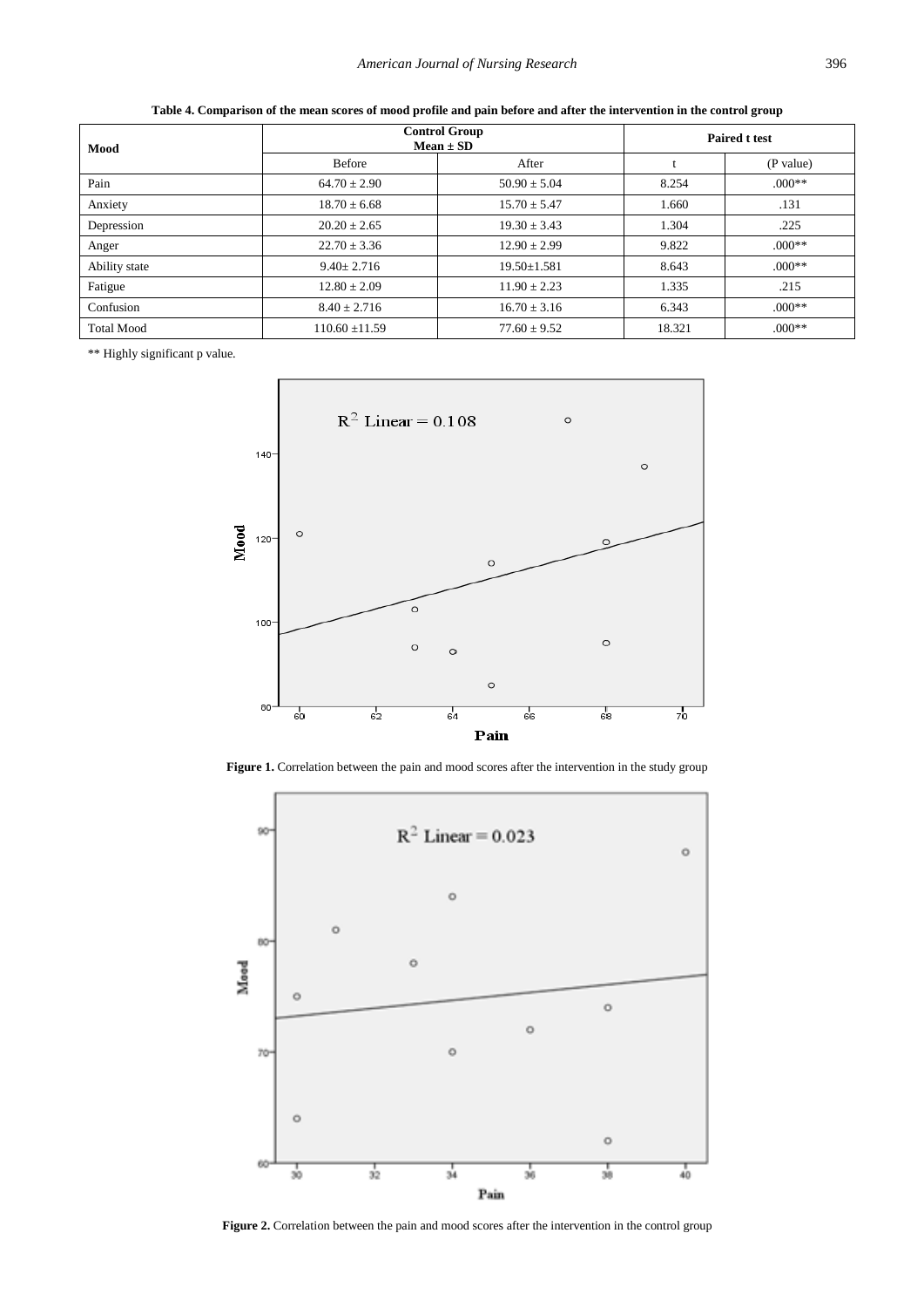**Table 4. Comparison of the mean scores of mood profile and pain before and after the intervention in the control group**

| Mood | Control Group Mean ± SD | | Paired t test | |
|---|---|---|---|---|
| | Before | After | t | (P value) |
| Pain | 64.70 ± 2.90 | 50.90 ± 5.04 | 8.254 | .000** |
| Anxiety | 18.70 ± 6.68 | 15.70 ± 5.47 | 1.660 | .131 |
| Depression | 20.20 ± 2.65 | 19.30 ± 3.43 | 1.304 | .225 |
| Anger | 22.70 ± 3.36 | 12.90 ± 2.99 | 9.822 | .000** |
| Ability state | 9.40± 2.716 | 19.50±1.581 | 8.643 | .000** |
| Fatigue | 12.80 ± 2.09 | 11.90 ± 2.23 | 1.335 | .215 |
| Confusion | 8.40 ± 2.716 | 16.70 ± 3.16 | 6.343 | .000** |
| Total Mood | 110.60 ±11.59 | 77.60 ± 9.52 | 18.321 | .000** |

** Highly significant p value.

**Figure 1.** Correlation between the pain and mood scores after the intervention in the study group

**Figure 2.** Correlation between the pain and mood scores after the intervention in the control group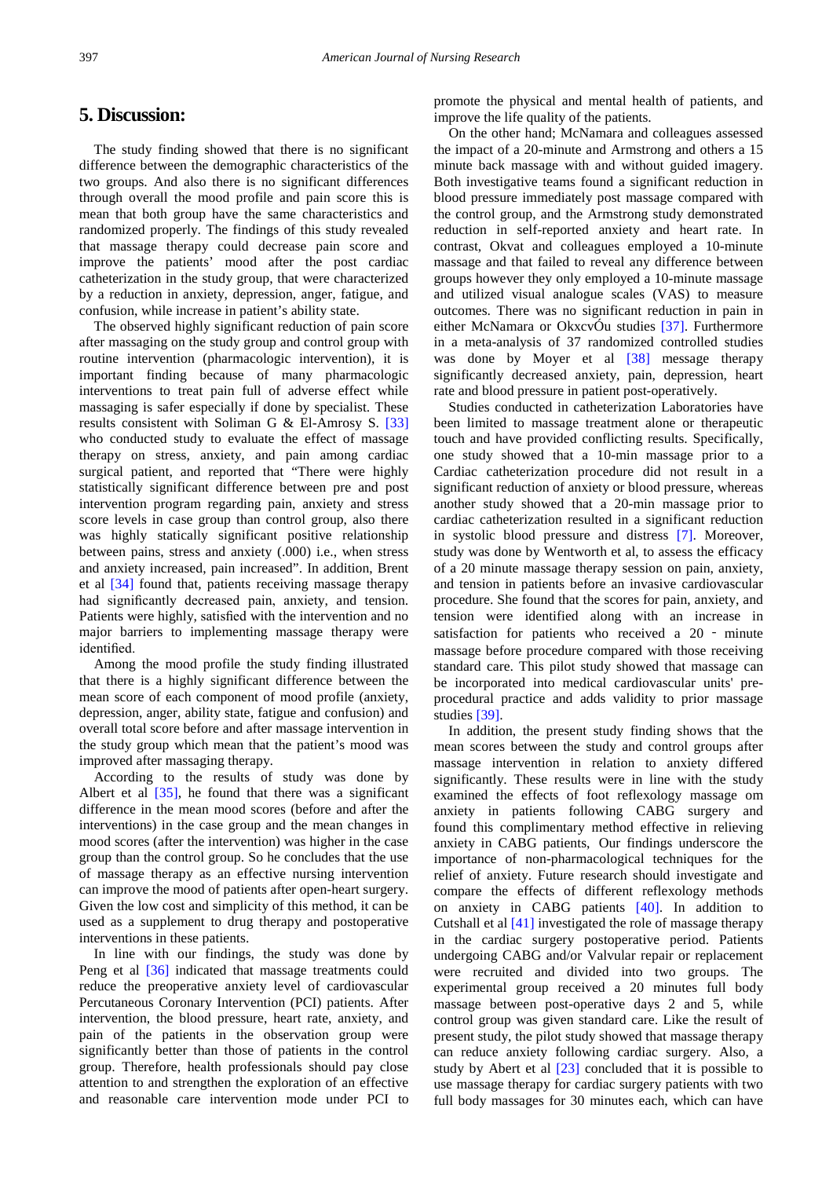## 5. Discussion:

The study finding showed that there is no significant difference between the demographic characteristics of the two groups. And also there is no significant differences through overall the mood profile and pain score this is mean that both group have the same characteristics and randomized properly. The findings of this study revealed that massage therapy could decrease pain score and improve the patients' mood after the post cardiac catheterization in the study group, that were characterized by a reduction in anxiety, depression, anger, fatigue, and confusion, while increase in patient's ability state.

The observed highly significant reduction of pain score after massaging on the study group and control group with routine intervention (pharmacologic intervention), it is important finding because of many pharmacologic interventions to treat pain full of adverse effect while massaging is safer especially if done by specialist. These results consistent with Soliman G & El-Amrosy S. [33] who conducted study to evaluate the effect of massage therapy on stress, anxiety, and pain among cardiac surgical patient, and reported that "There were highly statistically significant difference between pre and post intervention program regarding pain, anxiety and stress score levels in case group than control group, also there was highly statically significant positive relationship between pains, stress and anxiety (.000) i.e., when stress and anxiety increased, pain increased". In addition, Brent et al [34] found that, patients receiving massage therapy had significantly decreased pain, anxiety, and tension. Patients were highly, satisfied with the intervention and no major barriers to implementing massage therapy were identified.

Among the mood profile the study finding illustrated that there is a highly significant difference between the mean score of each component of mood profile (anxiety, depression, anger, ability state, fatigue and confusion) and overall total score before and after massage intervention in the study group which mean that the patient's mood was improved after massaging therapy.

According to the results of study was done by Albert et al [35], he found that there was a significant difference in the mean mood scores (before and after the interventions) in the case group and the mean changes in mood scores (after the intervention) was higher in the case group than the control group. So he concludes that the use of massage therapy as an effective nursing intervention can improve the mood of patients after open-heart surgery. Given the low cost and simplicity of this method, it can be used as a supplement to drug therapy and postoperative interventions in these patients.

In line with our findings, the study was done by Peng et al [36] indicated that massage treatments could reduce the preoperative anxiety level of cardiovascular Percutaneous Coronary Intervention (PCI) patients. After intervention, the blood pressure, heart rate, anxiety, and pain of the patients in the observation group were significantly better than those of patients in the control group. Therefore, health professionals should pay close attention to and strengthen the exploration of an effective and reasonable care intervention mode under PCI to promote the physical and mental health of patients, and improve the life quality of the patients.

On the other hand; McNamara and colleagues assessed the impact of a 20-minute and Armstrong and others a 15 minute back massage with and without guided imagery. Both investigative teams found a significant reduction in blood pressure immediately post massage compared with the control group, and the Armstrong study demonstrated reduction in self-reported anxiety and heart rate. In contrast, Okvat and colleagues employed a 10-minute massage and that failed to reveal any difference between groups however they only employed a 10-minute massage and utilized visual analogue scales (VAS) to measure outcomes. There was no significant reduction in pain in either McNamara or OkxcvÓu studies [37]. Furthermore in a meta-analysis of 37 randomized controlled studies was done by Moyer et al [38] message therapy significantly decreased anxiety, pain, depression, heart rate and blood pressure in patient post-operatively.

Studies conducted in catheterization Laboratories have been limited to massage treatment alone or therapeutic touch and have provided conflicting results. Specifically, one study showed that a 10-min massage prior to a Cardiac catheterization procedure did not result in a significant reduction of anxiety or blood pressure, whereas another study showed that a 20-min massage prior to cardiac catheterization resulted in a significant reduction in systolic blood pressure and distress [7]. Moreover, study was done by Wentworth et al, to assess the efficacy of a 20 minute massage therapy session on pain, anxiety, and tension in patients before an invasive cardiovascular procedure. She found that the scores for pain, anxiety, and tension were identified along with an increase in satisfaction for patients who received a 20 - minute massage before procedure compared with those receiving standard care. This pilot study showed that massage can be incorporated into medical cardiovascular units' pre-procedural practice and adds validity to prior massage studies [39].

In addition, the present study finding shows that the mean scores between the study and control groups after massage intervention in relation to anxiety differed significantly. These results were in line with the study examined the effects of foot reflexology massage om anxiety in patients following CABG surgery and found this complimentary method effective in relieving anxiety in CABG patients, Our findings underscore the importance of non-pharmacological techniques for the relief of anxiety. Future research should investigate and compare the effects of different reflexology methods on anxiety in CABG patients [40]. In addition to Cutshall et al [41] investigated the role of massage therapy in the cardiac surgery postoperative period. Patients undergoing CABG and/or Valvular repair or replacement were recruited and divided into two groups. The experimental group received a 20 minutes full body massage between post-operative days 2 and 5, while control group was given standard care. Like the result of present study, the pilot study showed that massage therapy can reduce anxiety following cardiac surgery. Also, a study by Abert et al [23] concluded that it is possible to use massage therapy for cardiac surgery patients with two full body massages for 30 minutes each, which can have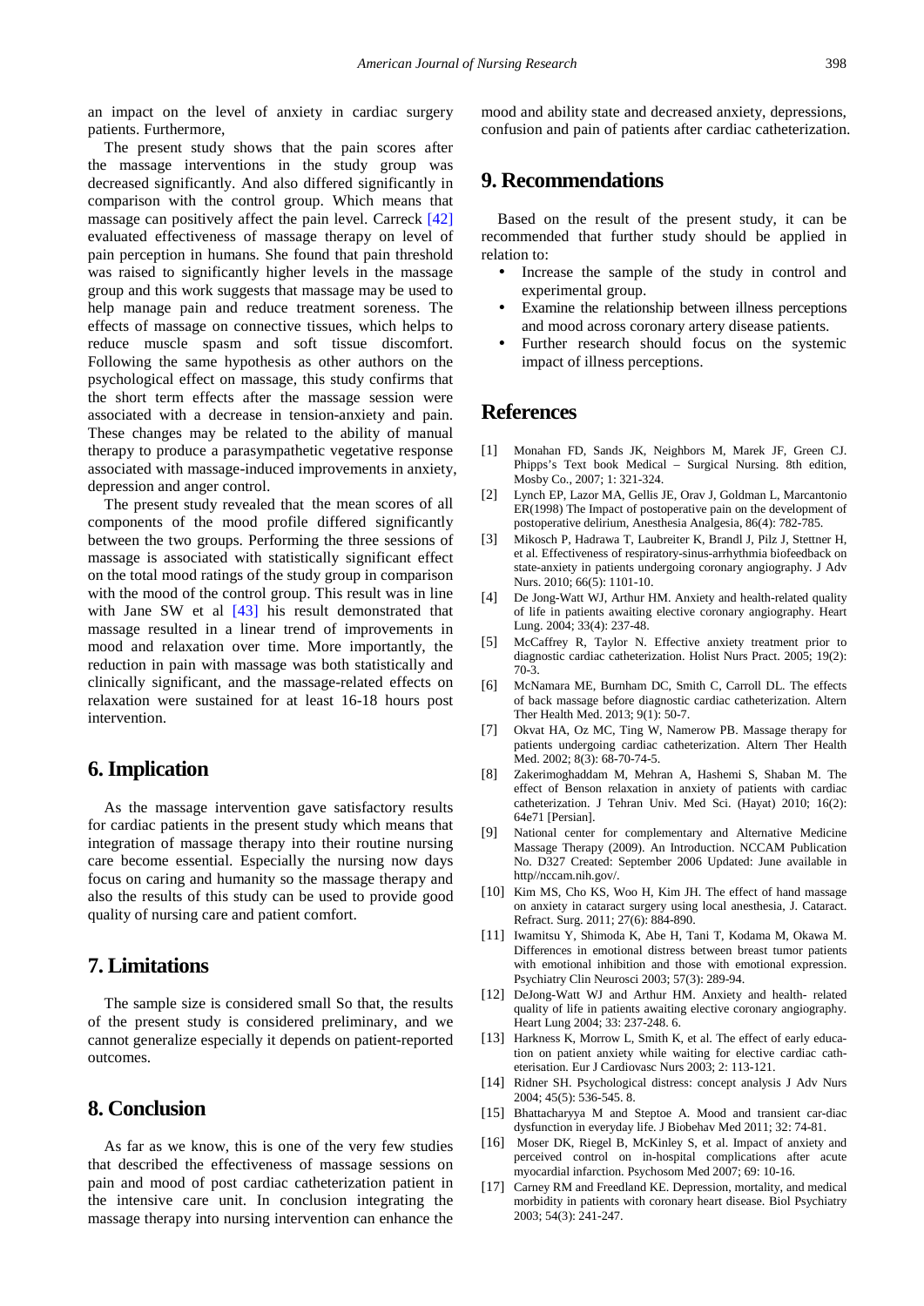an impact on the level of anxiety in cardiac surgery patients. Furthermore,

The present study shows that the pain scores after the massage interventions in the study group was decreased significantly. And also differed significantly in comparison with the control group. Which means that massage can positively affect the pain level. Carreck [42] evaluated effectiveness of massage therapy on level of pain perception in humans. She found that pain threshold was raised to significantly higher levels in the massage group and this work suggests that massage may be used to help manage pain and reduce treatment soreness. The effects of massage on connective tissues, which helps to reduce muscle spasm and soft tissue discomfort. Following the same hypothesis as other authors on the psychological effect on massage, this study confirms that the short term effects after the massage session were associated with a decrease in tension-anxiety and pain. These changes may be related to the ability of manual therapy to produce a parasympathetic vegetative response associated with massage-induced improvements in anxiety, depression and anger control.

The present study revealed that the mean scores of all components of the mood profile differed significantly between the two groups. Performing the three sessions of massage is associated with statistically significant effect on the total mood ratings of the study group in comparison with the mood of the control group. This result was in line with Jane SW et al [43] his result demonstrated that massage resulted in a linear trend of improvements in mood and relaxation over time. More importantly, the reduction in pain with massage was both statistically and clinically significant, and the massage-related effects on relaxation were sustained for at least 16-18 hours post intervention.

## 6. Implication

As the massage intervention gave satisfactory results for cardiac patients in the present study which means that integration of massage therapy into their routine nursing care become essential. Especially the nursing now days focus on caring and humanity so the massage therapy and also the results of this study can be used to provide good quality of nursing care and patient comfort.

## 7. Limitations

The sample size is considered small So that, the results of the present study is considered preliminary, and we cannot generalize especially it depends on patient-reported outcomes.

## 8. Conclusion

As far as we know, this is one of the very few studies that described the effectiveness of massage sessions on pain and mood of post cardiac catheterization patient in the intensive care unit. In conclusion integrating the massage therapy into nursing intervention can enhance the mood and ability state and decreased anxiety, depressions, confusion and pain of patients after cardiac catheterization.

## 9. Recommendations

Based on the result of the present study, it can be recommended that further study should be applied in relation to:

- Increase the sample of the study in control and experimental group.
- Examine the relationship between illness perceptions and mood across coronary artery disease patients.
- Further research should focus on the systemic impact of illness perceptions.

## References

[1] Monahan FD, Sands JK, Neighbors M, Marek JF, Green CJ. Phipps's Text book Medical – Surgical Nursing. 8th edition, Mosby Co., 2007; 1: 321-324.

[2] Lynch EP, Lazor MA, Gellis JE, Orav J, Goldman L, Marcantonio ER(1998) The Impact of postoperative pain on the development of postoperative delirium, Anesthesia Analgesia, 86(4): 782-785.

[3] Mikosch P, Hadrawa T, Laubreiter K, Brandl J, Pilz J, Stettner H, et al. Effectiveness of respiratory-sinus-arrhythmia biofeedback on state-anxiety in patients undergoing coronary angiography. J Adv Nurs. 2010; 66(5): 1101-10.

[4] De Jong-Watt WJ, Arthur HM. Anxiety and health-related quality of life in patients awaiting elective coronary angiography. Heart Lung. 2004; 33(4): 237-48.

[5] McCaffrey R, Taylor N. Effective anxiety treatment prior to diagnostic cardiac catheterization. Holist Nurs Pract. 2005; 19(2): 70-3.

[6] McNamara ME, Burnham DC, Smith C, Carroll DL. The effects of back massage before diagnostic cardiac catheterization. Altern Ther Health Med. 2013; 9(1): 50-7.

[7] Okvat HA, Oz MC, Ting W, Namerow PB. Massage therapy for patients undergoing cardiac catheterization. Altern Ther Health Med. 2002; 8(3): 68-70-74-5.

[8] Zakerimoghaddam M, Mehran A, Hashemi S, Shaban M. The effect of Benson relaxation in anxiety of patients with cardiac catheterization. J Tehran Univ. Med Sci. (Hayat) 2010; 16(2): 64e71 [Persian].

[9] National center for complementary and Alternative Medicine Massage Therapy (2009). An Introduction. NCCAM Publication No. D327 Created: September 2006 Updated: June available in http//nccam.nih.gov/.

[10] Kim MS, Cho KS, Woo H, Kim JH. The effect of hand massage on anxiety in cataract surgery using local anesthesia, J. Cataract. Refract. Surg. 2011; 27(6): 884-890.

[11] Iwamitsu Y, Shimoda K, Abe H, Tani T, Kodama M, Okawa M. Differences in emotional distress between breast tumor patients with emotional inhibition and those with emotional expression. Psychiatry Clin Neurosci 2003; 57(3): 289-94.

[12] DeJong-Watt WJ and Arthur HM. Anxiety and health- related quality of life in patients awaiting elective coronary angiography. Heart Lung 2004; 33: 237-248. 6.

[13] Harkness K, Morrow L, Smith K, et al. The effect of early education on patient anxiety while waiting for elective cardiac catheterisation. Eur J Cardiovasc Nurs 2003; 2: 113-121.

[14] Ridner SH. Psychological distress: concept analysis J Adv Nurs 2004; 45(5): 536-545. 8.

[15] Bhattacharyya M and Steptoe A. Mood and transient car-diac dysfunction in everyday life. J Biobehav Med 2011; 32: 74-81.

[16] Moser DK, Riegel B, McKinley S, et al. Impact of anxiety and perceived control on in-hospital complications after acute myocardial infarction. Psychosom Med 2007; 69: 10-16.

[17] Carney RM and Freedland KE. Depression, mortality, and medical morbidity in patients with coronary heart disease. Biol Psychiatry 2003; 54(3): 241-247.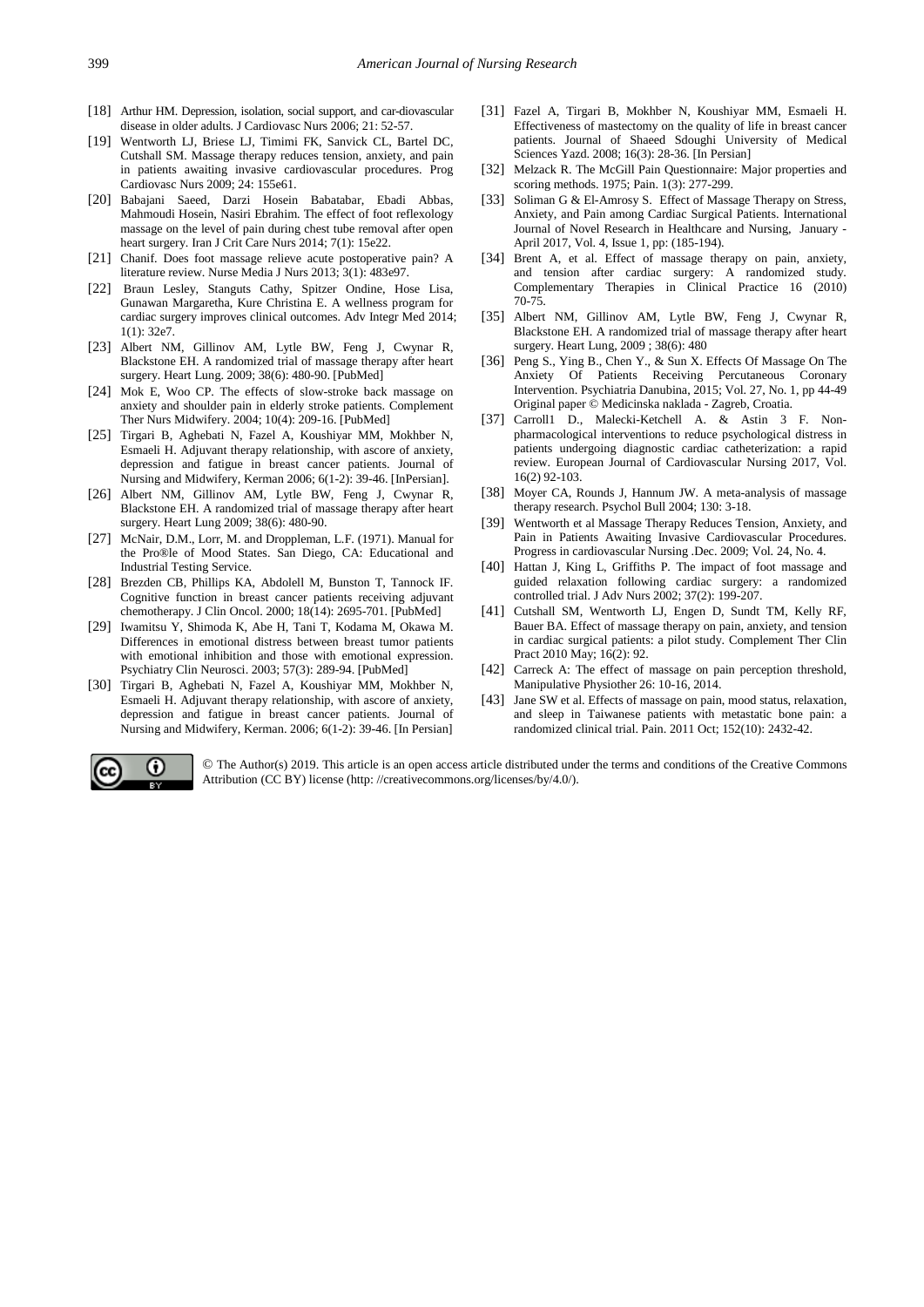[18] Arthur HM. Depression, isolation, social support, and car-diovascular disease in older adults. J Cardiovasc Nurs 2006; 21: 52-57.

[19] Wentworth LJ, Briese LJ, Timimi FK, Sanvick CL, Bartel DC, Cutshall SM. Massage therapy reduces tension, anxiety, and pain in patients awaiting invasive cardiovascular procedures. Prog Cardiovasc Nurs 2009; 24: 155e61.

[20] Babajani Saeed, Darzi Hosein Babatabar, Ebadi Abbas, Mahmoudi Hosein, Nasiri Ebrahim. The effect of foot reflexology massage on the level of pain during chest tube removal after open heart surgery. Iran J Crit Care Nurs 2014; 7(1): 15e22.

[21] Chanif. Does foot massage relieve acute postoperative pain? A literature review. Nurse Media J Nurs 2013; 3(1): 483e97.

[22] Braun Lesley, Stanguts Cathy, Spitzer Ondine, Hose Lisa, Gunawan Margaretha, Kure Christina E. A wellness program for cardiac surgery improves clinical outcomes. Adv Integr Med 2014; 1(1): 32e7.

[23] Albert NM, Gillinov AM, Lytle BW, Feng J, Cwynar R, Blackstone EH. A randomized trial of massage therapy after heart surgery. Heart Lung. 2009; 38(6): 480-90. [PubMed]

[24] Mok E, Woo CP. The effects of slow-stroke back massage on anxiety and shoulder pain in elderly stroke patients. Complement Ther Nurs Midwifery. 2004; 10(4): 209-16. [PubMed]

[25] Tirgari B, Aghebati N, Fazel A, Koushiyar MM, Mokhber N, Esmaeli H. Adjuvant therapy relationship, with ascore of anxiety, depression and fatigue in breast cancer patients. Journal of Nursing and Midwifery, Kerman 2006; 6(1-2): 39-46. [InPersian].

[26] Albert NM, Gillinov AM, Lytle BW, Feng J, Cwynar R, Blackstone EH. A randomized trial of massage therapy after heart surgery. Heart Lung 2009; 38(6): 480-90.

[27] McNair, D.M., Lorr, M. and Droppleman, L.F. (1971). Manual for the Pro®le of Mood States. San Diego, CA: Educational and Industrial Testing Service.

[28] Brezden CB, Phillips KA, Abdolell M, Bunston T, Tannock IF. Cognitive function in breast cancer patients receiving adjuvant chemotherapy. J Clin Oncol. 2000; 18(14): 2695-701. [PubMed]

[29] Iwamitsu Y, Shimoda K, Abe H, Tani T, Kodama M, Okawa M. Differences in emotional distress between breast tumor patients with emotional inhibition and those with emotional expression. Psychiatry Clin Neurosci. 2003; 57(3): 289-94. [PubMed]

[30] Tirgari B, Aghebati N, Fazel A, Koushiyar MM, Mokhber N, Esmaeli H. Adjuvant therapy relationship, with ascore of anxiety, depression and fatigue in breast cancer patients. Journal of Nursing and Midwifery, Kerman. 2006; 6(1-2): 39-46. [In Persian]

[31] Fazel A, Tirgari B, Mokhber N, Koushiyar MM, Esmaeli H. Effectiveness of mastectomy on the quality of life in breast cancer patients. Journal of Shaeed Sdoughi University of Medical Sciences Yazd. 2008; 16(3): 28-36. [In Persian]

[32] Melzack R. The McGill Pain Questionnaire: Major properties and scoring methods. 1975; Pain. 1(3): 277-299.

[33] Soliman G & El-Amrosy S. Effect of Massage Therapy on Stress, Anxiety, and Pain among Cardiac Surgical Patients. International Journal of Novel Research in Healthcare and Nursing, January - April 2017, Vol. 4, Issue 1, pp: (185-194).

[34] Brent A, et al. Effect of massage therapy on pain, anxiety, and tension after cardiac surgery: A randomized study. Complementary Therapies in Clinical Practice 16 (2010) 70-75.

[35] Albert NM, Gillinov AM, Lytle BW, Feng J, Cwynar R, Blackstone EH. A randomized trial of massage therapy after heart surgery. Heart Lung, 2009 ; 38(6): 480

[36] Peng S., Ying B., Chen Y., & Sun X. Effects Of Massage On The Anxiety Of Patients Receiving Percutaneous Coronary Intervention. Psychiatria Danubina, 2015; Vol. 27, No. 1, pp 44-49 Original paper © Medicinska naklada - Zagreb, Croatia.

[37] Carroll1 D., Malecki-Ketchell A. & Astin 3 F. Non-pharmacological interventions to reduce psychological distress in patients undergoing diagnostic cardiac catheterization: a rapid review. European Journal of Cardiovascular Nursing 2017, Vol. 16(2) 92-103.

[38] Moyer CA, Rounds J, Hannum JW. A meta-analysis of massage therapy research. Psychol Bull 2004; 130: 3-18.

[39] Wentworth et al Massage Therapy Reduces Tension, Anxiety, and Pain in Patients Awaiting Invasive Cardiovascular Procedures. Progress in cardiovascular Nursing .Dec. 2009; Vol. 24, No. 4.

[40] Hattan J, King L, Griffiths P. The impact of foot massage and guided relaxation following cardiac surgery: a randomized controlled trial. J Adv Nurs 2002; 37(2): 199-207.

[41] Cutshall SM, Wentworth LJ, Engen D, Sundt TM, Kelly RF, Bauer BA. Effect of massage therapy on pain, anxiety, and tension in cardiac surgical patients: a pilot study. Complement Ther Clin Pract 2010 May; 16(2): 92.

[42] Carreck A: The effect of massage on pain perception threshold, Manipulative Physiother 26: 10-16, 2014.

[43] Jane SW et al. Effects of massage on pain, mood status, relaxation, and sleep in Taiwanese patients with metastatic bone pain: a randomized clinical trial. Pain. 2011 Oct; 152(10): 2432-42.

© The Author(s) 2019. This article is an open access article distributed under the terms and conditions of the Creative Commons Attribution (CC BY) license (http: //creativecommons.org/licenses/by/4.0/).